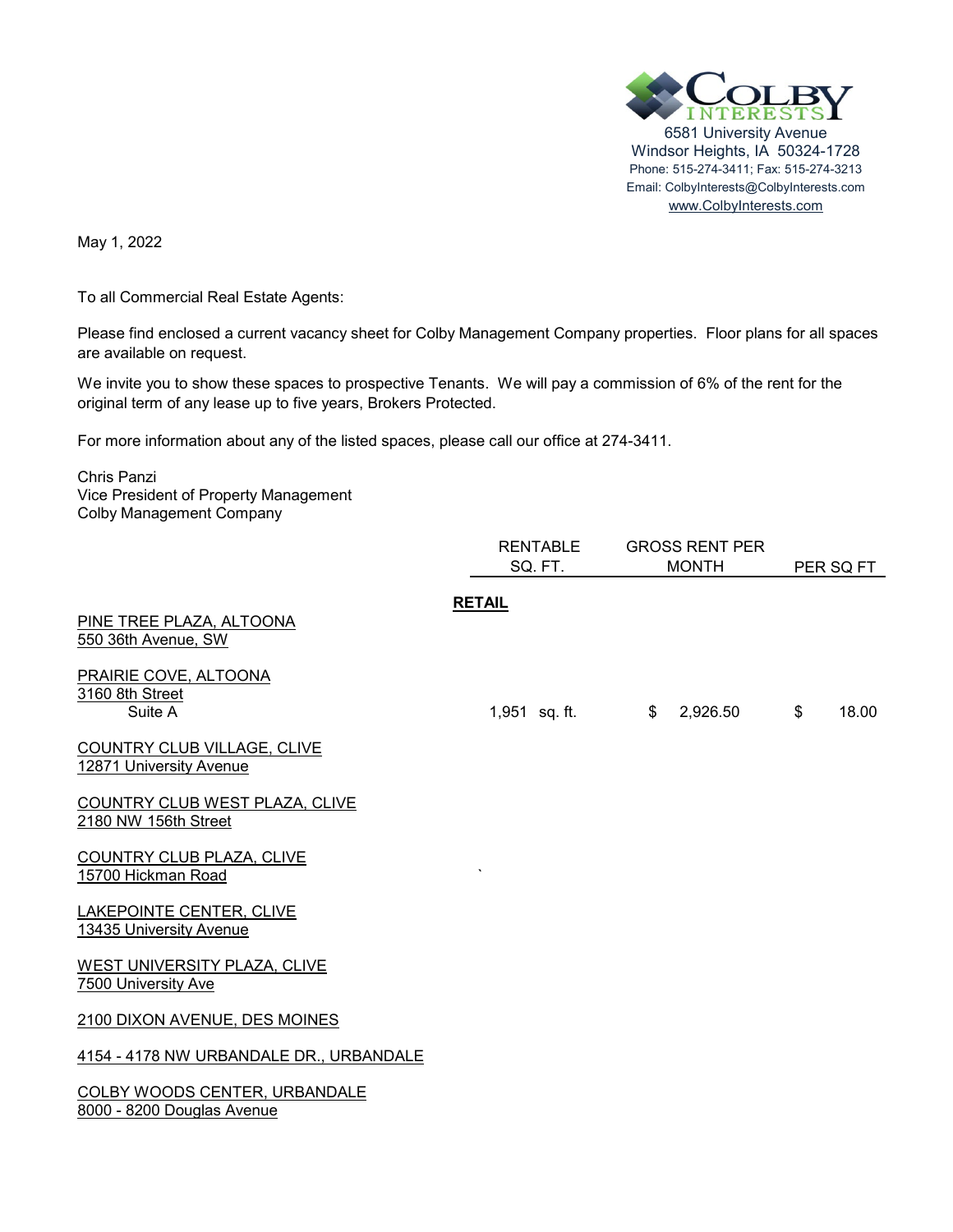COLBY INTERESTS
6581 University Avenue
Windsor Heights, IA 50324-1728
Phone: 515-274-3411; Fax: 515-274-3213
Email: ColbyInterests@ColbyInterests.com
www.ColbyInterests.com

May 1, 2022

To all Commercial Real Estate Agents:

Please find enclosed a current vacancy sheet for Colby Management Company properties. Floor plans for all spaces are available on request.

We invite you to show these spaces to prospective Tenants. We will pay a commission of 6% of the rent for the original term of any lease up to five years, Brokers Protected.

For more information about any of the listed spaces, please call our office at 274-3411.

Chris Panzi
Vice President of Property Management
Colby Management Company

| | RENTABLE SQ. FT. | GROSS RENT PER MONTH | PER SQ FT |
|---|---|---|---|
| **RETAIL** | | | |
| PINE TREE PLAZA, ALTOONA<br>550 36th Avenue, SW | | | |
| PRAIRIE COVE, ALTOONA<br>3160 8th Street | | | |
| Suite A | 1,951 sq. ft. | $ 2,926.50 | $ 18.00 |
| COUNTRY CLUB VILLAGE, CLIVE<br>12871 University Avenue | | | |
| COUNTRY CLUB WEST PLAZA, CLIVE<br>2180 NW 156th Street | | | |
| COUNTRY CLUB PLAZA, CLIVE<br>15700 Hickman Road | | | |
| LAKEPOINTE CENTER, CLIVE<br>13435 University Avenue | | | |
| WEST UNIVERSITY PLAZA, CLIVE<br>7500 University Ave | | | |
| 2100 DIXON AVENUE, DES MOINES | | | |
| 4154 - 4178 NW URBANDALE DR., URBANDALE | | | |
| COLBY WOODS CENTER, URBANDALE<br>8000 - 8200 Douglas Avenue | | | |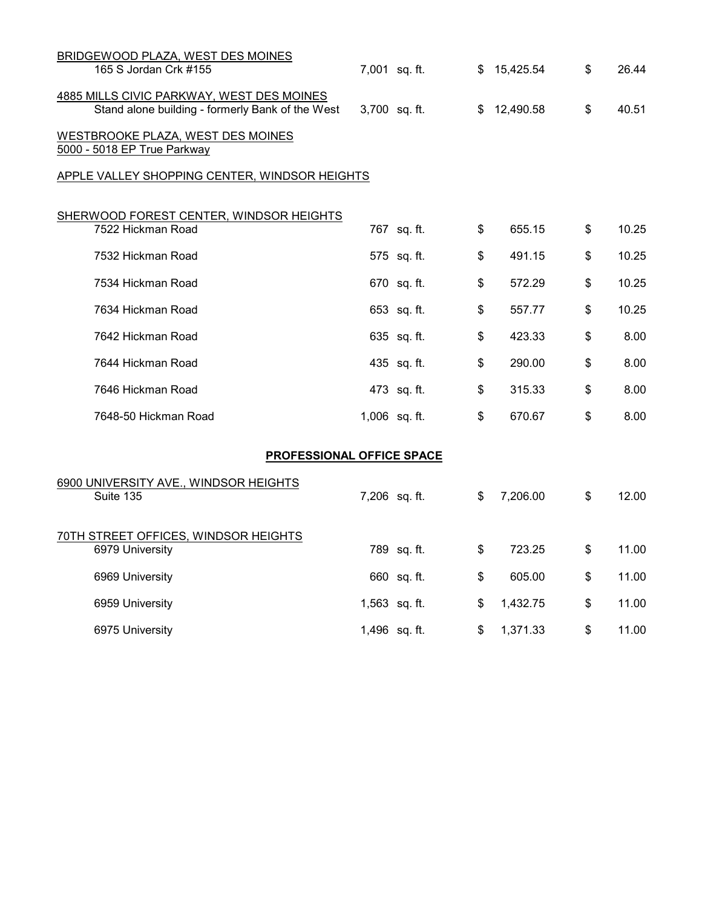| | | | |
|---|---|---|---|
| BRIDGEWOOD PLAZA, WEST DES MOINES | | | |
| 165 S Jordan Crk #155 | 7,001 sq. ft. | $ 15,425.54 | $ 26.44 |
| 4885 MILLS CIVIC PARKWAY, WEST DES MOINES | | | |
| Stand alone building - formerly Bank of the West | 3,700 sq. ft. | $ 12,490.58 | $ 40.51 |
| WESTBROOKE PLAZA, WEST DES MOINES | | | |
| 5000 - 5018 EP True Parkway | | | |
| APPLE VALLEY SHOPPING CENTER, WINDSOR HEIGHTS | | | |
| SHERWOOD FOREST CENTER, WINDSOR HEIGHTS | | | |
| 7522 Hickman Road | 767 sq. ft. | $ 655.15 | $ 10.25 |
| 7532 Hickman Road | 575 sq. ft. | $ 491.15 | $ 10.25 |
| 7534 Hickman Road | 670 sq. ft. | $ 572.29 | $ 10.25 |
| 7634 Hickman Road | 653 sq. ft. | $ 557.77 | $ 10.25 |
| 7642 Hickman Road | 635 sq. ft. | $ 423.33 | $ 8.00 |
| 7644 Hickman Road | 435 sq. ft. | $ 290.00 | $ 8.00 |
| 7646 Hickman Road | 473 sq. ft. | $ 315.33 | $ 8.00 |
| 7648-50 Hickman Road | 1,006 sq. ft. | $ 670.67 | $ 8.00 |

## PROFESSIONAL OFFICE SPACE

| | | | |
|---|---|---|---|
| 6900 UNIVERSITY AVE., WINDSOR HEIGHTS | | | |
| Suite 135 | 7,206 sq. ft. | $ 7,206.00 | $ 12.00 |
| 70TH STREET OFFICES, WINDSOR HEIGHTS | | | |
| 6979 University | 789 sq. ft. | $ 723.25 | $ 11.00 |
| 6969 University | 660 sq. ft. | $ 605.00 | $ 11.00 |
| 6959 University | 1,563 sq. ft. | $ 1,432.75 | $ 11.00 |
| 6975 University | 1,496 sq. ft. | $ 1,371.33 | $ 11.00 |